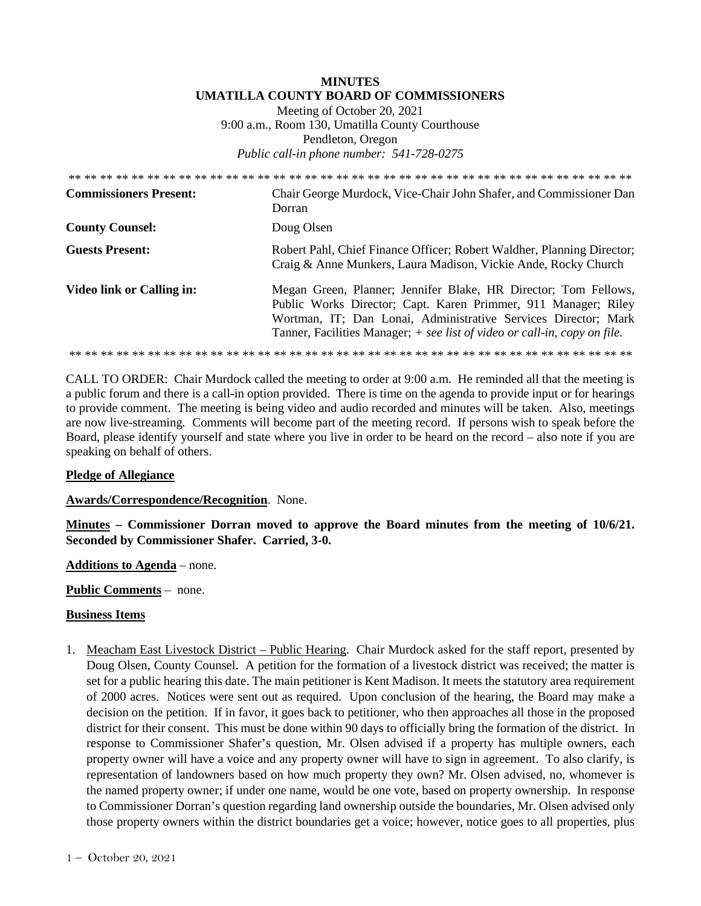# MINUTES
## UMATILLA COUNTY BOARD OF COMMISSIONERS

Meeting of October 20, 2021
9:00 a.m., Room 130, Umatilla County Courthouse
Pendleton, Oregon
*Public call-in phone number: 541-728-0275*

** ** ** ** ** ** ** ** ** ** ** ** ** ** ** ** ** ** ** ** ** ** ** ** ** ** ** ** ** ** ** ** ** ** ** ** ** **

| | |
|---|---|
| **Commissioners Present:** | Chair George Murdock, Vice-Chair John Shafer, and Commissioner Dan Dorran |
| **County Counsel:** | Doug Olsen |
| **Guests Present:** | Robert Pahl, Chief Finance Officer; Robert Waldher, Planning Director; Craig & Anne Munkers, Laura Madison, Vickie Ande, Rocky Church |
| **Video link or Calling in:** | Megan Green, Planner; Jennifer Blake, HR Director; Tom Fellows, Public Works Director; Capt. Karen Primmer, 911 Manager; Riley Wortman, IT; Dan Lonai, Administrative Services Director; Mark Tanner, Facilities Manager; + *see list of video or call-in, copy on file.* |

** ** ** ** ** ** ** ** ** ** ** ** ** ** ** ** ** ** ** ** ** ** ** ** ** ** ** ** ** ** ** ** ** ** ** ** ** **

CALL TO ORDER: Chair Murdock called the meeting to order at 9:00 a.m. He reminded all that the meeting is a public forum and there is a call-in option provided. There is time on the agenda to provide input or for hearings to provide comment. The meeting is being video and audio recorded and minutes will be taken. Also, meetings are now live-streaming. Comments will become part of the meeting record. If persons wish to speak before the Board, please identify yourself and state where you live in order to be heard on the record – also note if you are speaking on behalf of others.

**Pledge of Allegiance**

**Awards/Correspondence/Recognition**. None.

**Minutes – Commissioner Dorran moved to approve the Board minutes from the meeting of 10/6/21. Seconded by Commissioner Shafer. Carried, 3-0.**

**Additions to Agenda** – none.

**Public Comments** – none.

**Business Items**

1. Meacham East Livestock District – Public Hearing. Chair Murdock asked for the staff report, presented by Doug Olsen, County Counsel. A petition for the formation of a livestock district was received; the matter is set for a public hearing this date. The main petitioner is Kent Madison. It meets the statutory area requirement of 2000 acres. Notices were sent out as required. Upon conclusion of the hearing, the Board may make a decision on the petition. If in favor, it goes back to petitioner, who then approaches all those in the proposed district for their consent. This must be done within 90 days to officially bring the formation of the district. In response to Commissioner Shafer's question, Mr. Olsen advised if a property has multiple owners, each property owner will have a voice and any property owner will have to sign in agreement. To also clarify, is representation of landowners based on how much property they own? Mr. Olsen advised, no, whomever is the named property owner; if under one name, would be one vote, based on property ownership. In response to Commissioner Dorran's question regarding land ownership outside the boundaries, Mr. Olsen advised only those property owners within the district boundaries get a voice; however, notice goes to all properties, plus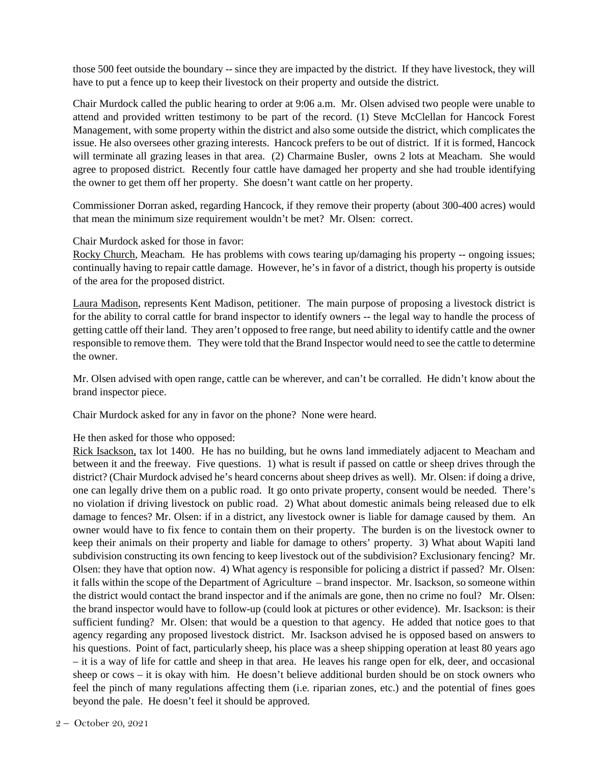those 500 feet outside the boundary -- since they are impacted by the district. If they have livestock, they will have to put a fence up to keep their livestock on their property and outside the district.

Chair Murdock called the public hearing to order at 9:06 a.m. Mr. Olsen advised two people were unable to attend and provided written testimony to be part of the record. (1) Steve McClellan for Hancock Forest Management, with some property within the district and also some outside the district, which complicates the issue. He also oversees other grazing interests. Hancock prefers to be out of district. If it is formed, Hancock will terminate all grazing leases in that area. (2) Charmaine Busler, owns 2 lots at Meacham. She would agree to proposed district. Recently four cattle have damaged her property and she had trouble identifying the owner to get them off her property. She doesn't want cattle on her property.

Commissioner Dorran asked, regarding Hancock, if they remove their property (about 300-400 acres) would that mean the minimum size requirement wouldn't be met? Mr. Olsen: correct.

Chair Murdock asked for those in favor:
Rocky Church, Meacham. He has problems with cows tearing up/damaging his property -- ongoing issues; continually having to repair cattle damage. However, he's in favor of a district, though his property is outside of the area for the proposed district.

Laura Madison, represents Kent Madison, petitioner. The main purpose of proposing a livestock district is for the ability to corral cattle for brand inspector to identify owners -- the legal way to handle the process of getting cattle off their land. They aren't opposed to free range, but need ability to identify cattle and the owner responsible to remove them. They were told that the Brand Inspector would need to see the cattle to determine the owner.

Mr. Olsen advised with open range, cattle can be wherever, and can't be corralled. He didn't know about the brand inspector piece.

Chair Murdock asked for any in favor on the phone? None were heard.

He then asked for those who opposed:
Rick Isackson, tax lot 1400. He has no building, but he owns land immediately adjacent to Meacham and between it and the freeway. Five questions. 1) what is result if passed on cattle or sheep drives through the district? (Chair Murdock advised he's heard concerns about sheep drives as well). Mr. Olsen: if doing a drive, one can legally drive them on a public road. It go onto private property, consent would be needed. There's no violation if driving livestock on public road. 2) What about domestic animals being released due to elk damage to fences? Mr. Olsen: if in a district, any livestock owner is liable for damage caused by them. An owner would have to fix fence to contain them on their property. The burden is on the livestock owner to keep their animals on their property and liable for damage to others' property. 3) What about Wapiti land subdivision constructing its own fencing to keep livestock out of the subdivision? Exclusionary fencing? Mr. Olsen: they have that option now. 4) What agency is responsible for policing a district if passed? Mr. Olsen: it falls within the scope of the Department of Agriculture – brand inspector. Mr. Isackson, so someone within the district would contact the brand inspector and if the animals are gone, then no crime no foul? Mr. Olsen: the brand inspector would have to follow-up (could look at pictures or other evidence). Mr. Isackson: is their sufficient funding? Mr. Olsen: that would be a question to that agency. He added that notice goes to that agency regarding any proposed livestock district. Mr. Isackson advised he is opposed based on answers to his questions. Point of fact, particularly sheep, his place was a sheep shipping operation at least 80 years ago – it is a way of life for cattle and sheep in that area. He leaves his range open for elk, deer, and occasional sheep or cows – it is okay with him. He doesn't believe additional burden should be on stock owners who feel the pinch of many regulations affecting them (i.e. riparian zones, etc.) and the potential of fines goes beyond the pale. He doesn't feel it should be approved.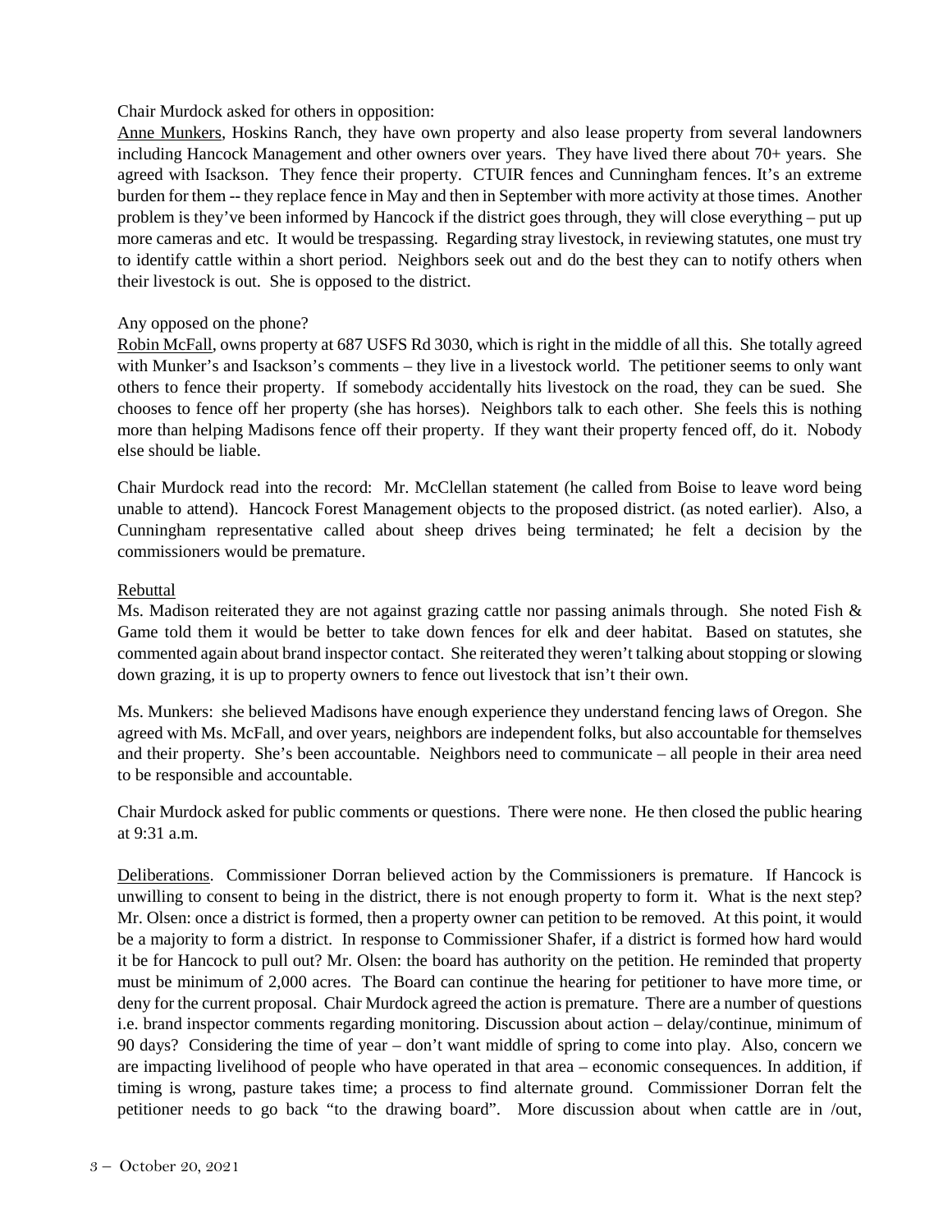Chair Murdock asked for others in opposition:

Anne Munkers, Hoskins Ranch, they have own property and also lease property from several landowners including Hancock Management and other owners over years. They have lived there about 70+ years. She agreed with Isackson. They fence their property. CTUIR fences and Cunningham fences. It's an extreme burden for them -- they replace fence in May and then in September with more activity at those times. Another problem is they've been informed by Hancock if the district goes through, they will close everything – put up more cameras and etc. It would be trespassing. Regarding stray livestock, in reviewing statutes, one must try to identify cattle within a short period. Neighbors seek out and do the best they can to notify others when their livestock is out. She is opposed to the district.

Any opposed on the phone?

Robin McFall, owns property at 687 USFS Rd 3030, which is right in the middle of all this. She totally agreed with Munker's and Isackson's comments – they live in a livestock world. The petitioner seems to only want others to fence their property. If somebody accidentally hits livestock on the road, they can be sued. She chooses to fence off her property (she has horses). Neighbors talk to each other. She feels this is nothing more than helping Madisons fence off their property. If they want their property fenced off, do it. Nobody else should be liable.

Chair Murdock read into the record: Mr. McClellan statement (he called from Boise to leave word being unable to attend). Hancock Forest Management objects to the proposed district. (as noted earlier). Also, a Cunningham representative called about sheep drives being terminated; he felt a decision by the commissioners would be premature.

Rebuttal

Ms. Madison reiterated they are not against grazing cattle nor passing animals through. She noted Fish & Game told them it would be better to take down fences for elk and deer habitat. Based on statutes, she commented again about brand inspector contact. She reiterated they weren't talking about stopping or slowing down grazing, it is up to property owners to fence out livestock that isn't their own.

Ms. Munkers: she believed Madisons have enough experience they understand fencing laws of Oregon. She agreed with Ms. McFall, and over years, neighbors are independent folks, but also accountable for themselves and their property. She's been accountable. Neighbors need to communicate – all people in their area need to be responsible and accountable.

Chair Murdock asked for public comments or questions. There were none. He then closed the public hearing at 9:31 a.m.

Deliberations. Commissioner Dorran believed action by the Commissioners is premature. If Hancock is unwilling to consent to being in the district, there is not enough property to form it. What is the next step? Mr. Olsen: once a district is formed, then a property owner can petition to be removed. At this point, it would be a majority to form a district. In response to Commissioner Shafer, if a district is formed how hard would it be for Hancock to pull out? Mr. Olsen: the board has authority on the petition. He reminded that property must be minimum of 2,000 acres. The Board can continue the hearing for petitioner to have more time, or deny for the current proposal. Chair Murdock agreed the action is premature. There are a number of questions i.e. brand inspector comments regarding monitoring. Discussion about action – delay/continue, minimum of 90 days? Considering the time of year – don't want middle of spring to come into play. Also, concern we are impacting livelihood of people who have operated in that area – economic consequences. In addition, if timing is wrong, pasture takes time; a process to find alternate ground. Commissioner Dorran felt the petitioner needs to go back "to the drawing board". More discussion about when cattle are in /out,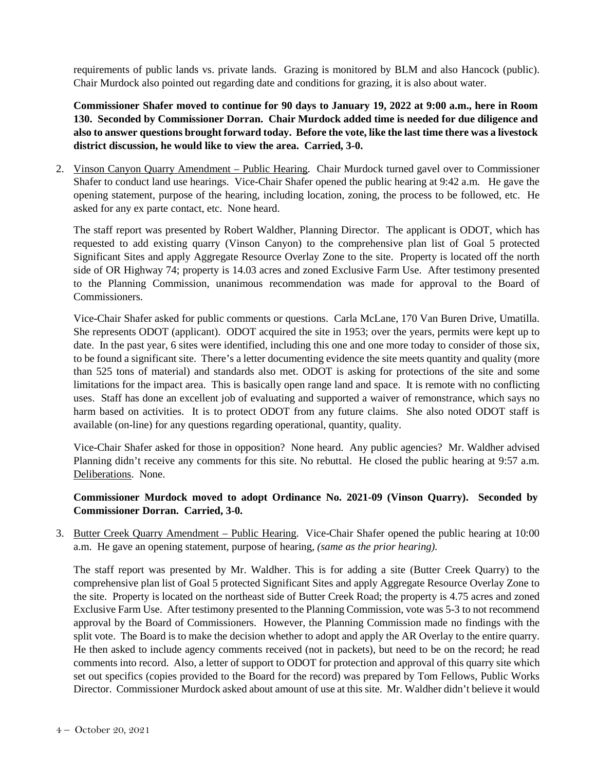requirements of public lands vs. private lands. Grazing is monitored by BLM and also Hancock (public). Chair Murdock also pointed out regarding date and conditions for grazing, it is also about water.

**Commissioner Shafer moved to continue for 90 days to January 19, 2022 at 9:00 a.m., here in Room 130. Seconded by Commissioner Dorran. Chair Murdock added time is needed for due diligence and also to answer questions brought forward today. Before the vote, like the last time there was a livestock district discussion, he would like to view the area. Carried, 3-0.**

2. Vinson Canyon Quarry Amendment – Public Hearing. Chair Murdock turned gavel over to Commissioner Shafer to conduct land use hearings. Vice-Chair Shafer opened the public hearing at 9:42 a.m. He gave the opening statement, purpose of the hearing, including location, zoning, the process to be followed, etc. He asked for any ex parte contact, etc. None heard.

   The staff report was presented by Robert Waldher, Planning Director. The applicant is ODOT, which has requested to add existing quarry (Vinson Canyon) to the comprehensive plan list of Goal 5 protected Significant Sites and apply Aggregate Resource Overlay Zone to the site. Property is located off the north side of OR Highway 74; property is 14.03 acres and zoned Exclusive Farm Use. After testimony presented to the Planning Commission, unanimous recommendation was made for approval to the Board of Commissioners.

   Vice-Chair Shafer asked for public comments or questions. Carla McLane, 170 Van Buren Drive, Umatilla. She represents ODOT (applicant). ODOT acquired the site in 1953; over the years, permits were kept up to date. In the past year, 6 sites were identified, including this one and one more today to consider of those six, to be found a significant site. There's a letter documenting evidence the site meets quantity and quality (more than 525 tons of material) and standards also met. ODOT is asking for protections of the site and some limitations for the impact area. This is basically open range land and space. It is remote with no conflicting uses. Staff has done an excellent job of evaluating and supported a waiver of remonstrance, which says no harm based on activities. It is to protect ODOT from any future claims. She also noted ODOT staff is available (on-line) for any questions regarding operational, quantity, quality.

   Vice-Chair Shafer asked for those in opposition? None heard. Any public agencies? Mr. Waldher advised Planning didn't receive any comments for this site. No rebuttal. He closed the public hearing at 9:57 a.m. Deliberations. None.

   **Commissioner Murdock moved to adopt Ordinance No. 2021-09 (Vinson Quarry). Seconded by Commissioner Dorran. Carried, 3-0.**

3. Butter Creek Quarry Amendment – Public Hearing. Vice-Chair Shafer opened the public hearing at 10:00 a.m. He gave an opening statement, purpose of hearing, *(same as the prior hearing).*

   The staff report was presented by Mr. Waldher. This is for adding a site (Butter Creek Quarry) to the comprehensive plan list of Goal 5 protected Significant Sites and apply Aggregate Resource Overlay Zone to the site. Property is located on the northeast side of Butter Creek Road; the property is 4.75 acres and zoned Exclusive Farm Use. After testimony presented to the Planning Commission, vote was 5-3 to not recommend approval by the Board of Commissioners. However, the Planning Commission made no findings with the split vote. The Board is to make the decision whether to adopt and apply the AR Overlay to the entire quarry. He then asked to include agency comments received (not in packets), but need to be on the record; he read comments into record. Also, a letter of support to ODOT for protection and approval of this quarry site which set out specifics (copies provided to the Board for the record) was prepared by Tom Fellows, Public Works Director. Commissioner Murdock asked about amount of use at this site. Mr. Waldher didn't believe it would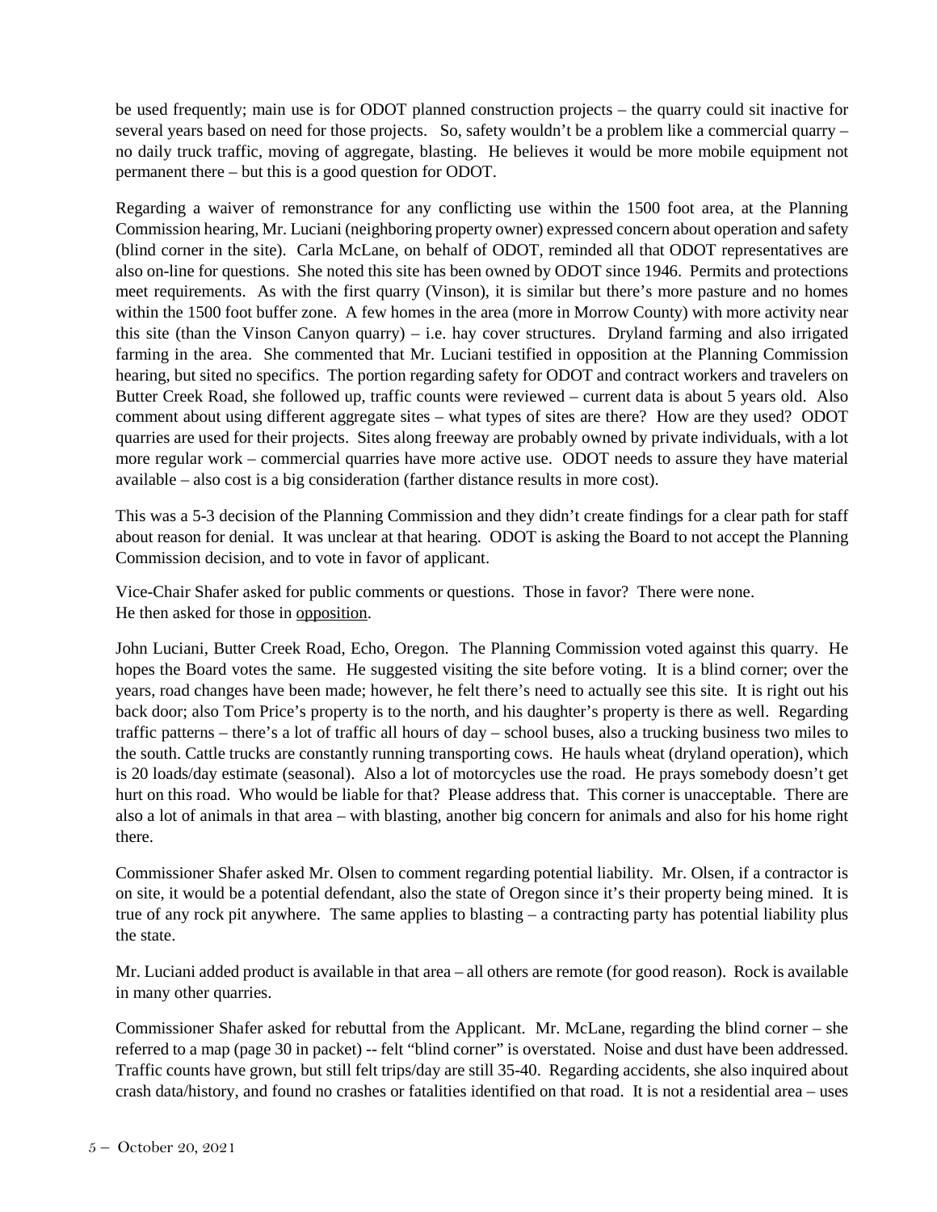be used frequently; main use is for ODOT planned construction projects – the quarry could sit inactive for several years based on need for those projects. So, safety wouldn't be a problem like a commercial quarry – no daily truck traffic, moving of aggregate, blasting. He believes it would be more mobile equipment not permanent there – but this is a good question for ODOT.

Regarding a waiver of remonstrance for any conflicting use within the 1500 foot area, at the Planning Commission hearing, Mr. Luciani (neighboring property owner) expressed concern about operation and safety (blind corner in the site). Carla McLane, on behalf of ODOT, reminded all that ODOT representatives are also on-line for questions. She noted this site has been owned by ODOT since 1946. Permits and protections meet requirements. As with the first quarry (Vinson), it is similar but there's more pasture and no homes within the 1500 foot buffer zone. A few homes in the area (more in Morrow County) with more activity near this site (than the Vinson Canyon quarry) – i.e. hay cover structures. Dryland farming and also irrigated farming in the area. She commented that Mr. Luciani testified in opposition at the Planning Commission hearing, but sited no specifics. The portion regarding safety for ODOT and contract workers and travelers on Butter Creek Road, she followed up, traffic counts were reviewed – current data is about 5 years old. Also comment about using different aggregate sites – what types of sites are there? How are they used? ODOT quarries are used for their projects. Sites along freeway are probably owned by private individuals, with a lot more regular work – commercial quarries have more active use. ODOT needs to assure they have material available – also cost is a big consideration (farther distance results in more cost).

This was a 5-3 decision of the Planning Commission and they didn't create findings for a clear path for staff about reason for denial. It was unclear at that hearing. ODOT is asking the Board to not accept the Planning Commission decision, and to vote in favor of applicant.

Vice-Chair Shafer asked for public comments or questions. Those in favor? There were none.
He then asked for those in <u>opposition</u>.

John Luciani, Butter Creek Road, Echo, Oregon. The Planning Commission voted against this quarry. He hopes the Board votes the same. He suggested visiting the site before voting. It is a blind corner; over the years, road changes have been made; however, he felt there's need to actually see this site. It is right out his back door; also Tom Price's property is to the north, and his daughter's property is there as well. Regarding traffic patterns – there's a lot of traffic all hours of day – school buses, also a trucking business two miles to the south. Cattle trucks are constantly running transporting cows. He hauls wheat (dryland operation), which is 20 loads/day estimate (seasonal). Also a lot of motorcycles use the road. He prays somebody doesn't get hurt on this road. Who would be liable for that? Please address that. This corner is unacceptable. There are also a lot of animals in that area – with blasting, another big concern for animals and also for his home right there.

Commissioner Shafer asked Mr. Olsen to comment regarding potential liability. Mr. Olsen, if a contractor is on site, it would be a potential defendant, also the state of Oregon since it's their property being mined. It is true of any rock pit anywhere. The same applies to blasting – a contracting party has potential liability plus the state.

Mr. Luciani added product is available in that area – all others are remote (for good reason). Rock is available in many other quarries.

Commissioner Shafer asked for rebuttal from the Applicant. Mr. McLane, regarding the blind corner – she referred to a map (page 30 in packet) -- felt "blind corner" is overstated. Noise and dust have been addressed. Traffic counts have grown, but still felt trips/day are still 35-40. Regarding accidents, she also inquired about crash data/history, and found no crashes or fatalities identified on that road. It is not a residential area – uses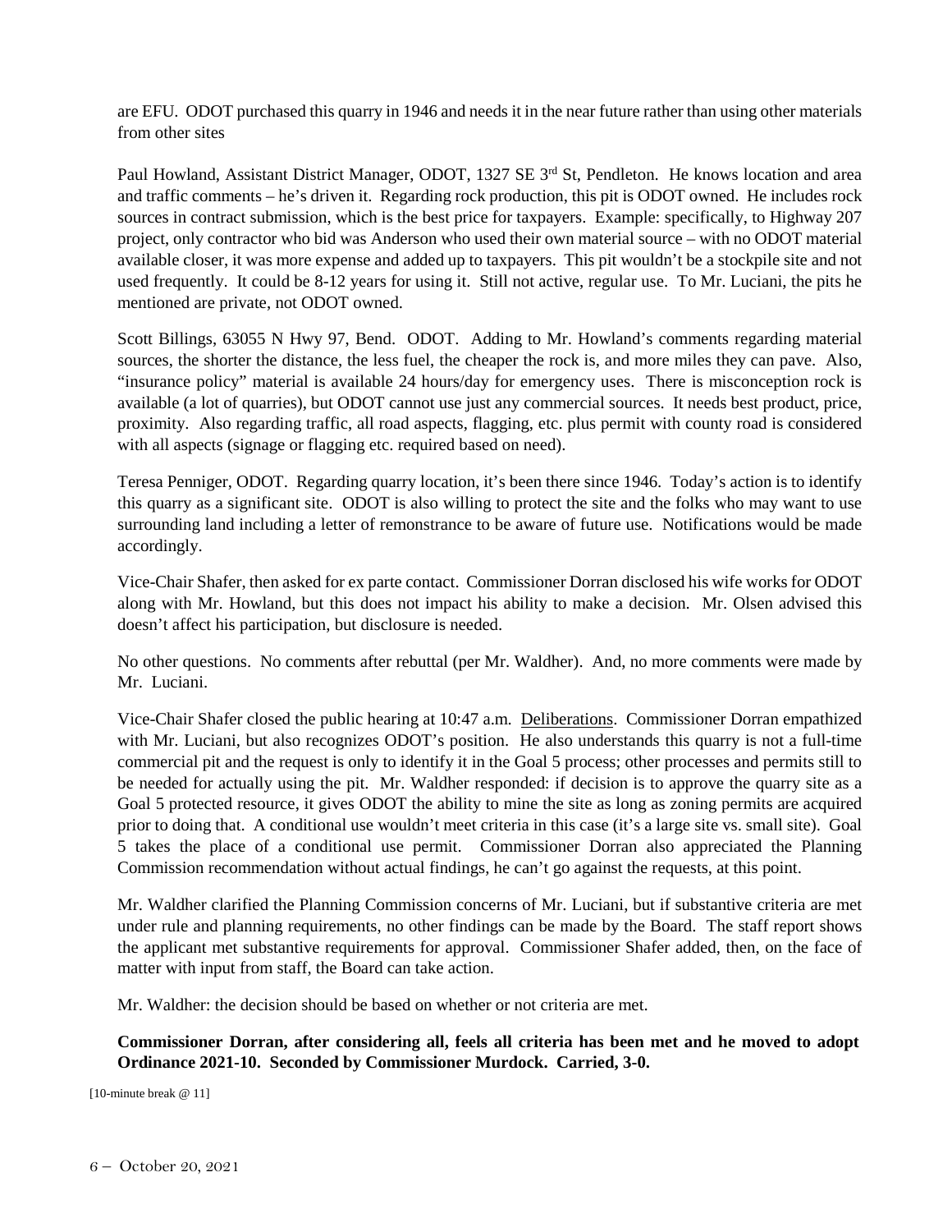are EFU. ODOT purchased this quarry in 1946 and needs it in the near future rather than using other materials from other sites

Paul Howland, Assistant District Manager, ODOT, 1327 SE 3rd St, Pendleton. He knows location and area and traffic comments – he's driven it. Regarding rock production, this pit is ODOT owned. He includes rock sources in contract submission, which is the best price for taxpayers. Example: specifically, to Highway 207 project, only contractor who bid was Anderson who used their own material source – with no ODOT material available closer, it was more expense and added up to taxpayers. This pit wouldn't be a stockpile site and not used frequently. It could be 8-12 years for using it. Still not active, regular use. To Mr. Luciani, the pits he mentioned are private, not ODOT owned.

Scott Billings, 63055 N Hwy 97, Bend. ODOT. Adding to Mr. Howland's comments regarding material sources, the shorter the distance, the less fuel, the cheaper the rock is, and more miles they can pave. Also, "insurance policy" material is available 24 hours/day for emergency uses. There is misconception rock is available (a lot of quarries), but ODOT cannot use just any commercial sources. It needs best product, price, proximity. Also regarding traffic, all road aspects, flagging, etc. plus permit with county road is considered with all aspects (signage or flagging etc. required based on need).

Teresa Penniger, ODOT. Regarding quarry location, it's been there since 1946. Today's action is to identify this quarry as a significant site. ODOT is also willing to protect the site and the folks who may want to use surrounding land including a letter of remonstrance to be aware of future use. Notifications would be made accordingly.

Vice-Chair Shafer, then asked for ex parte contact. Commissioner Dorran disclosed his wife works for ODOT along with Mr. Howland, but this does not impact his ability to make a decision. Mr. Olsen advised this doesn't affect his participation, but disclosure is needed.

No other questions. No comments after rebuttal (per Mr. Waldher). And, no more comments were made by Mr. Luciani.

Vice-Chair Shafer closed the public hearing at 10:47 a.m. Deliberations. Commissioner Dorran empathized with Mr. Luciani, but also recognizes ODOT's position. He also understands this quarry is not a full-time commercial pit and the request is only to identify it in the Goal 5 process; other processes and permits still to be needed for actually using the pit. Mr. Waldher responded: if decision is to approve the quarry site as a Goal 5 protected resource, it gives ODOT the ability to mine the site as long as zoning permits are acquired prior to doing that. A conditional use wouldn't meet criteria in this case (it's a large site vs. small site). Goal 5 takes the place of a conditional use permit. Commissioner Dorran also appreciated the Planning Commission recommendation without actual findings, he can't go against the requests, at this point.

Mr. Waldher clarified the Planning Commission concerns of Mr. Luciani, but if substantive criteria are met under rule and planning requirements, no other findings can be made by the Board. The staff report shows the applicant met substantive requirements for approval. Commissioner Shafer added, then, on the face of matter with input from staff, the Board can take action.

Mr. Waldher: the decision should be based on whether or not criteria are met.

**Commissioner Dorran, after considering all, feels all criteria has been met and he moved to adopt Ordinance 2021-10. Seconded by Commissioner Murdock. Carried, 3-0.**

[10-minute break @ 11]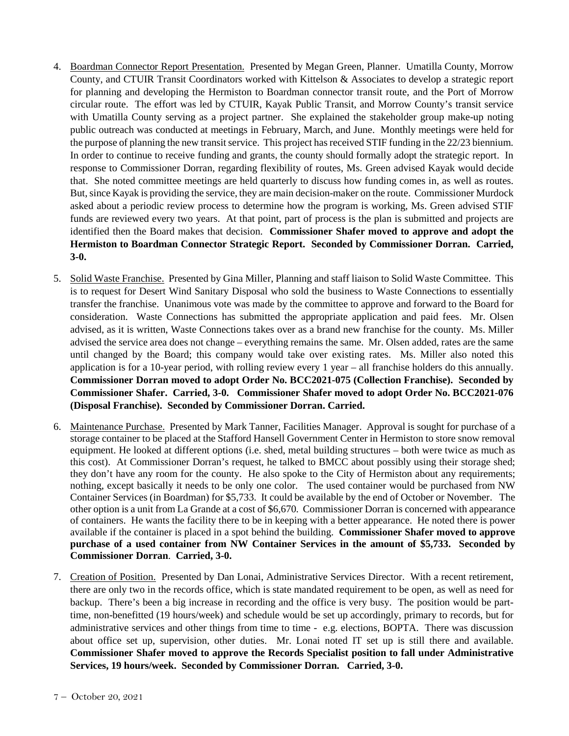4. Boardman Connector Report Presentation. Presented by Megan Green, Planner. Umatilla County, Morrow County, and CTUIR Transit Coordinators worked with Kittelson & Associates to develop a strategic report for planning and developing the Hermiston to Boardman connector transit route, and the Port of Morrow circular route. The effort was led by CTUIR, Kayak Public Transit, and Morrow County's transit service with Umatilla County serving as a project partner. She explained the stakeholder group make-up noting public outreach was conducted at meetings in February, March, and June. Monthly meetings were held for the purpose of planning the new transit service. This project has received STIF funding in the 22/23 biennium. In order to continue to receive funding and grants, the county should formally adopt the strategic report. In response to Commissioner Dorran, regarding flexibility of routes, Ms. Green advised Kayak would decide that. She noted committee meetings are held quarterly to discuss how funding comes in, as well as routes. But, since Kayak is providing the service, they are main decision-maker on the route. Commissioner Murdock asked about a periodic review process to determine how the program is working, Ms. Green advised STIF funds are reviewed every two years. At that point, part of process is the plan is submitted and projects are identified then the Board makes that decision. **Commissioner Shafer moved to approve and adopt the Hermiston to Boardman Connector Strategic Report. Seconded by Commissioner Dorran. Carried, 3-0.**

5. Solid Waste Franchise. Presented by Gina Miller, Planning and staff liaison to Solid Waste Committee. This is to request for Desert Wind Sanitary Disposal who sold the business to Waste Connections to essentially transfer the franchise. Unanimous vote was made by the committee to approve and forward to the Board for consideration. Waste Connections has submitted the appropriate application and paid fees. Mr. Olsen advised, as it is written, Waste Connections takes over as a brand new franchise for the county. Ms. Miller advised the service area does not change – everything remains the same. Mr. Olsen added, rates are the same until changed by the Board; this company would take over existing rates. Ms. Miller also noted this application is for a 10-year period, with rolling review every 1 year – all franchise holders do this annually. **Commissioner Dorran moved to adopt Order No. BCC2021-075 (Collection Franchise). Seconded by Commissioner Shafer. Carried, 3-0. Commissioner Shafer moved to adopt Order No. BCC2021-076 (Disposal Franchise). Seconded by Commissioner Dorran. Carried.**

6. Maintenance Purchase. Presented by Mark Tanner, Facilities Manager. Approval is sought for purchase of a storage container to be placed at the Stafford Hansell Government Center in Hermiston to store snow removal equipment. He looked at different options (i.e. shed, metal building structures – both were twice as much as this cost). At Commissioner Dorran's request, he talked to BMCC about possibly using their storage shed; they don't have any room for the county. He also spoke to the City of Hermiston about any requirements; nothing, except basically it needs to be only one color. The used container would be purchased from NW Container Services (in Boardman) for $5,733. It could be available by the end of October or November. The other option is a unit from La Grande at a cost of $6,670. Commissioner Dorran is concerned with appearance of containers. He wants the facility there to be in keeping with a better appearance. He noted there is power available if the container is placed in a spot behind the building. **Commissioner Shafer moved to approve purchase of a used container from NW Container Services in the amount of $5,733. Seconded by Commissioner Dorran. Carried, 3-0.**

7. Creation of Position. Presented by Dan Lonai, Administrative Services Director. With a recent retirement, there are only two in the records office, which is state mandated requirement to be open, as well as need for backup. There's been a big increase in recording and the office is very busy. The position would be part-time, non-benefitted (19 hours/week) and schedule would be set up accordingly, primary to records, but for administrative services and other things from time to time - e.g. elections, BOPTA. There was discussion about office set up, supervision, other duties. Mr. Lonai noted IT set up is still there and available. **Commissioner Shafer moved to approve the Records Specialist position to fall under Administrative Services, 19 hours/week. Seconded by Commissioner Dorran. Carried, 3-0.**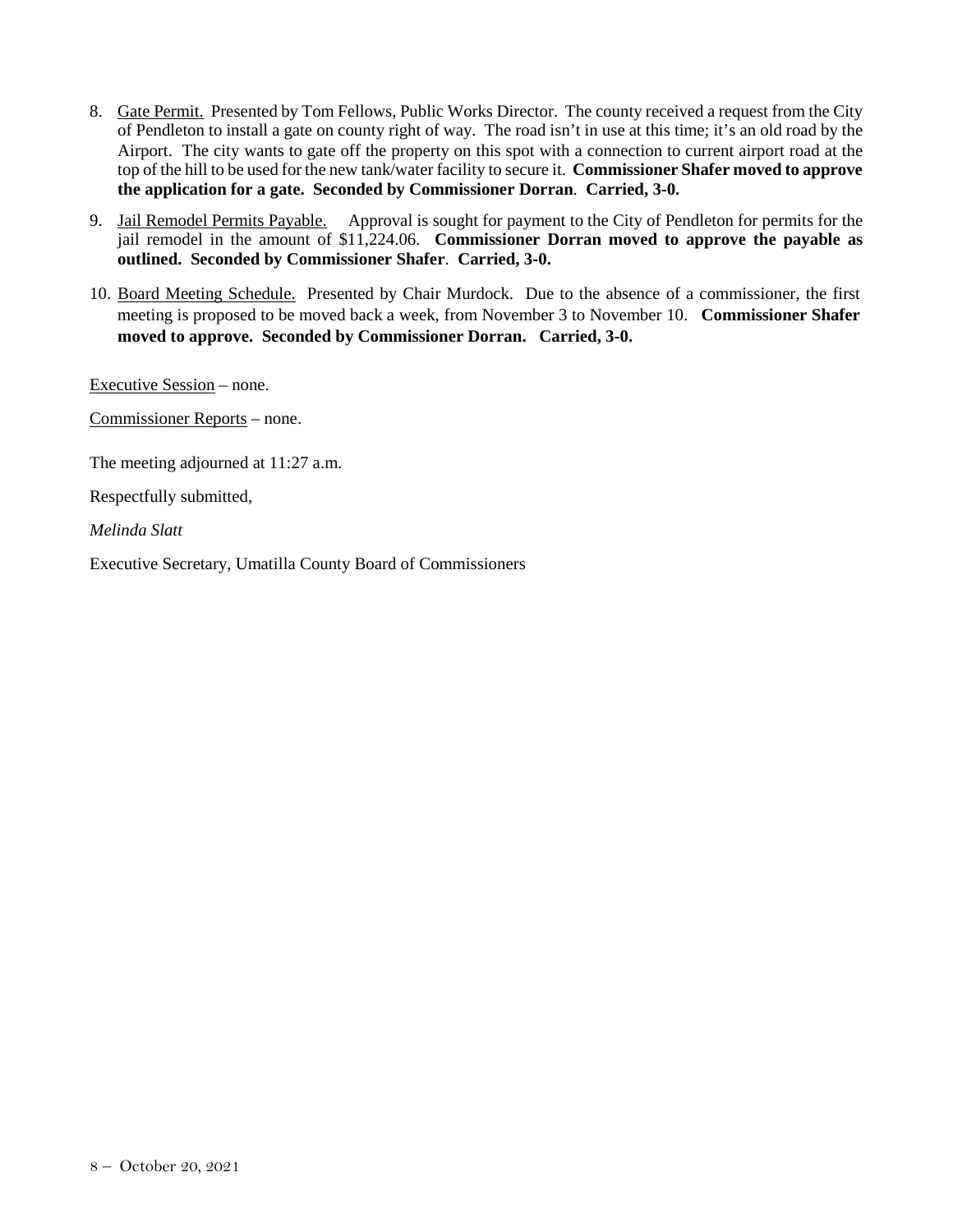8. Gate Permit. Presented by Tom Fellows, Public Works Director. The county received a request from the City of Pendleton to install a gate on county right of way. The road isn't in use at this time; it's an old road by the Airport. The city wants to gate off the property on this spot with a connection to current airport road at the top of the hill to be used for the new tank/water facility to secure it. **Commissioner Shafer moved to approve the application for a gate. Seconded by Commissioner Dorran**. **Carried, 3-0.**

9. Jail Remodel Permits Payable. Approval is sought for payment to the City of Pendleton for permits for the jail remodel in the amount of $11,224.06. **Commissioner Dorran moved to approve the payable as outlined. Seconded by Commissioner Shafer**. **Carried, 3-0.**

10. Board Meeting Schedule. Presented by Chair Murdock. Due to the absence of a commissioner, the first meeting is proposed to be moved back a week, from November 3 to November 10. **Commissioner Shafer moved to approve. Seconded by Commissioner Dorran. Carried, 3-0.**

Executive Session – none.

Commissioner Reports – none.

The meeting adjourned at 11:27 a.m.

Respectfully submitted,

*Melinda Slatt*

Executive Secretary, Umatilla County Board of Commissioners